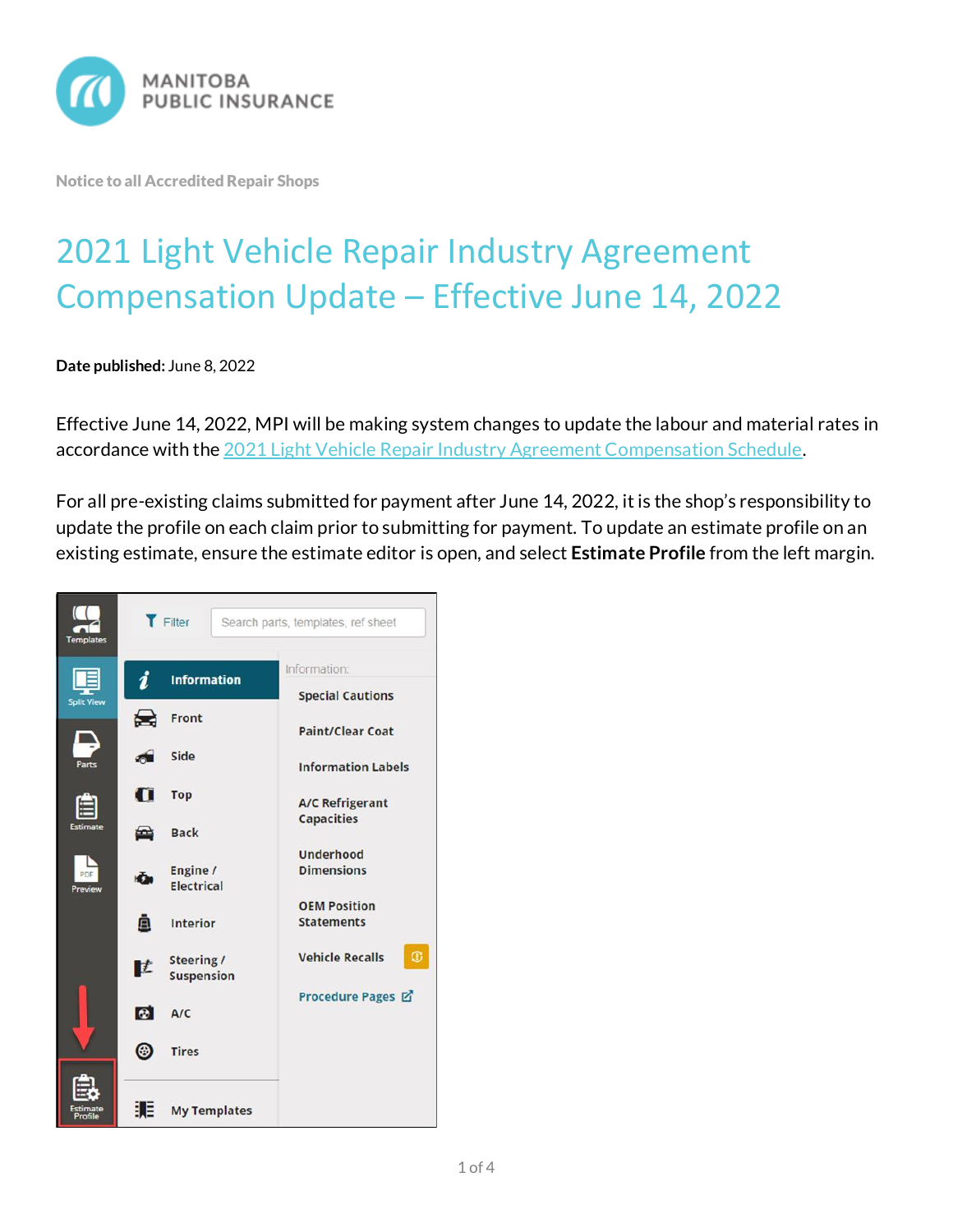Notice to all Accredited Repair Shops

# 2021 Light Vehicle Repair Industry Agreement Compensation Update – Effective June 14, 2022

**Date published:** June 8, 2022

Effective June 14, 2022, MPI will be making system changes to update the labour and material rates in accordance with the [2021 Light Vehicle Repair Industry Agreement Compensation Schedule](#).

For all pre-existing claims submitted for payment after June 14, 2022, it is the shop's responsibility to update the profile on each claim prior to submitting for payment. To update an estimate profile on an existing estimate, ensure the estimate editor is open, and select **Estimate Profile** from the left margin.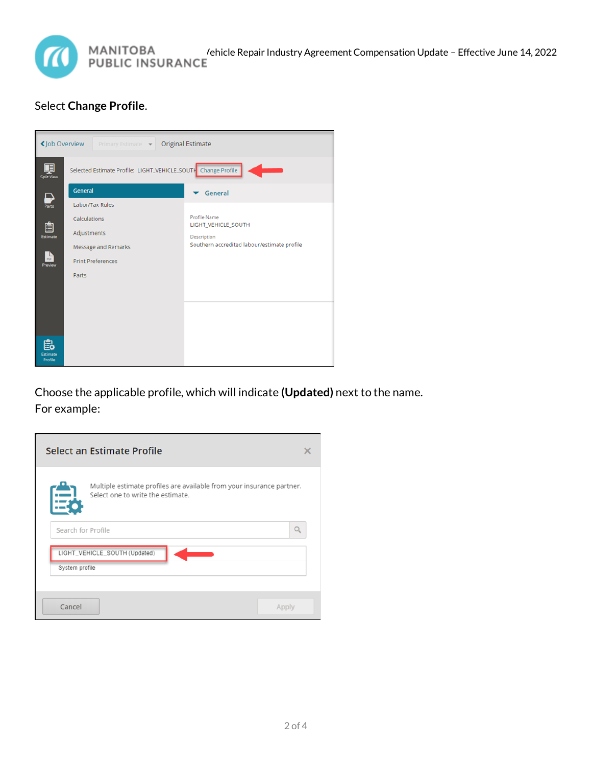Select **Change Profile**.

Choose the applicable profile, which will indicate **(Updated)** next to the name.
For example: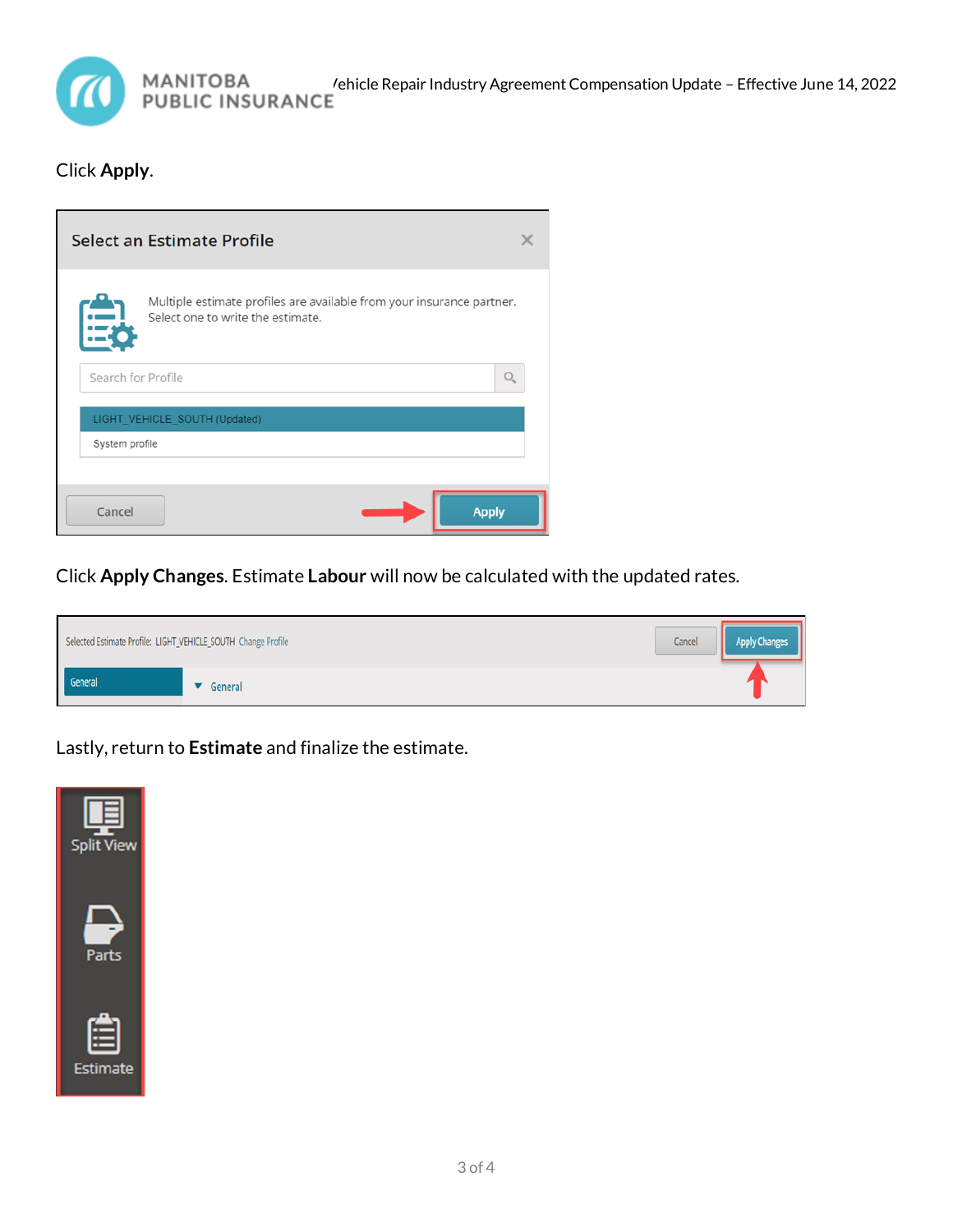Click **Apply**.

Click **Apply Changes**. Estimate **Labour** will now be calculated with the updated rates.

Lastly, return to **Estimate** and finalize the estimate.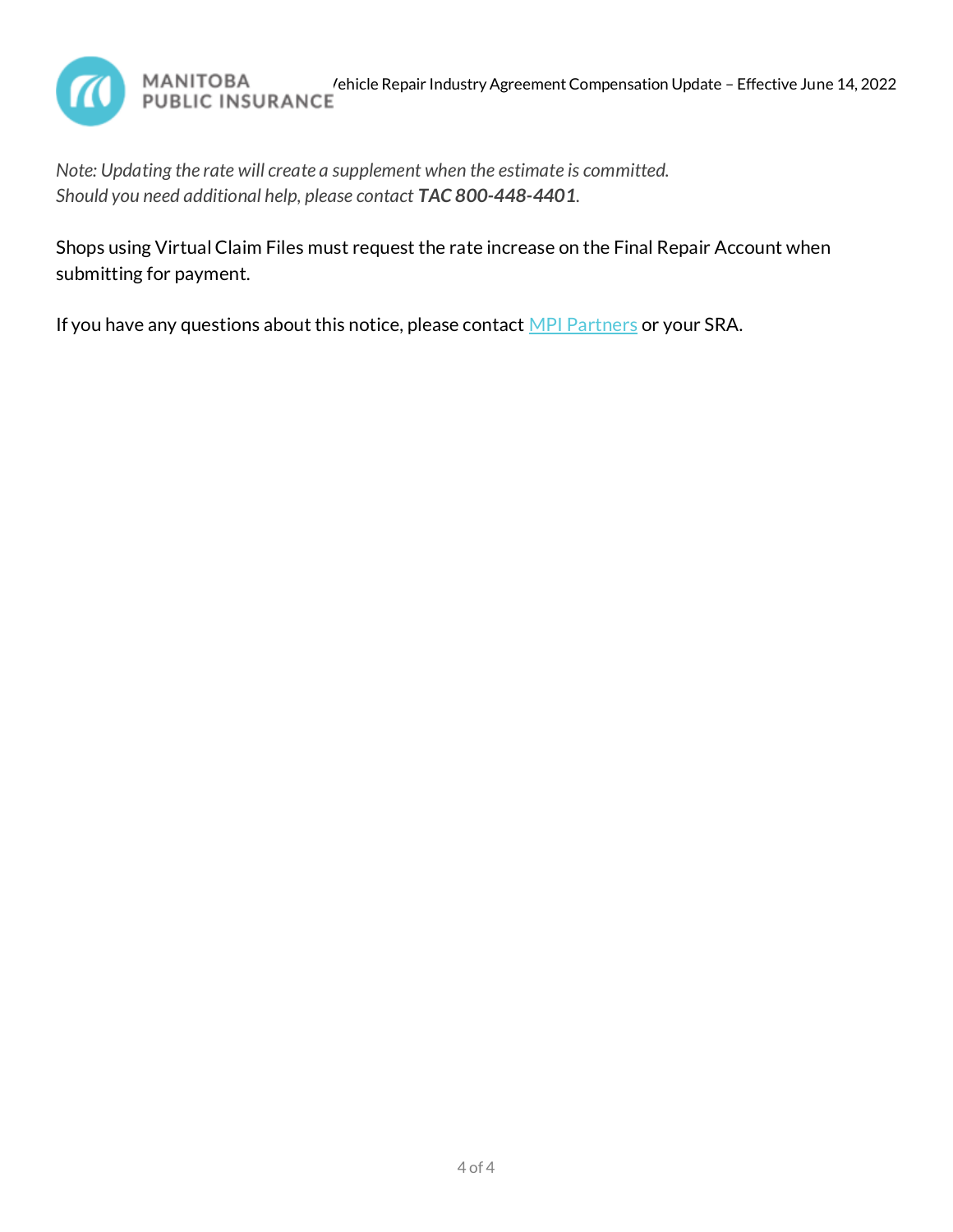*Note: Updating the rate will create a supplement when the estimate is committed.*
*Should you need additional help, please contact **TAC 800-448-4401**.*

Shops using Virtual Claim Files must request the rate increase on the Final Repair Account when submitting for payment.

If you have any questions about this notice, please contact MPI Partners or your SRA.